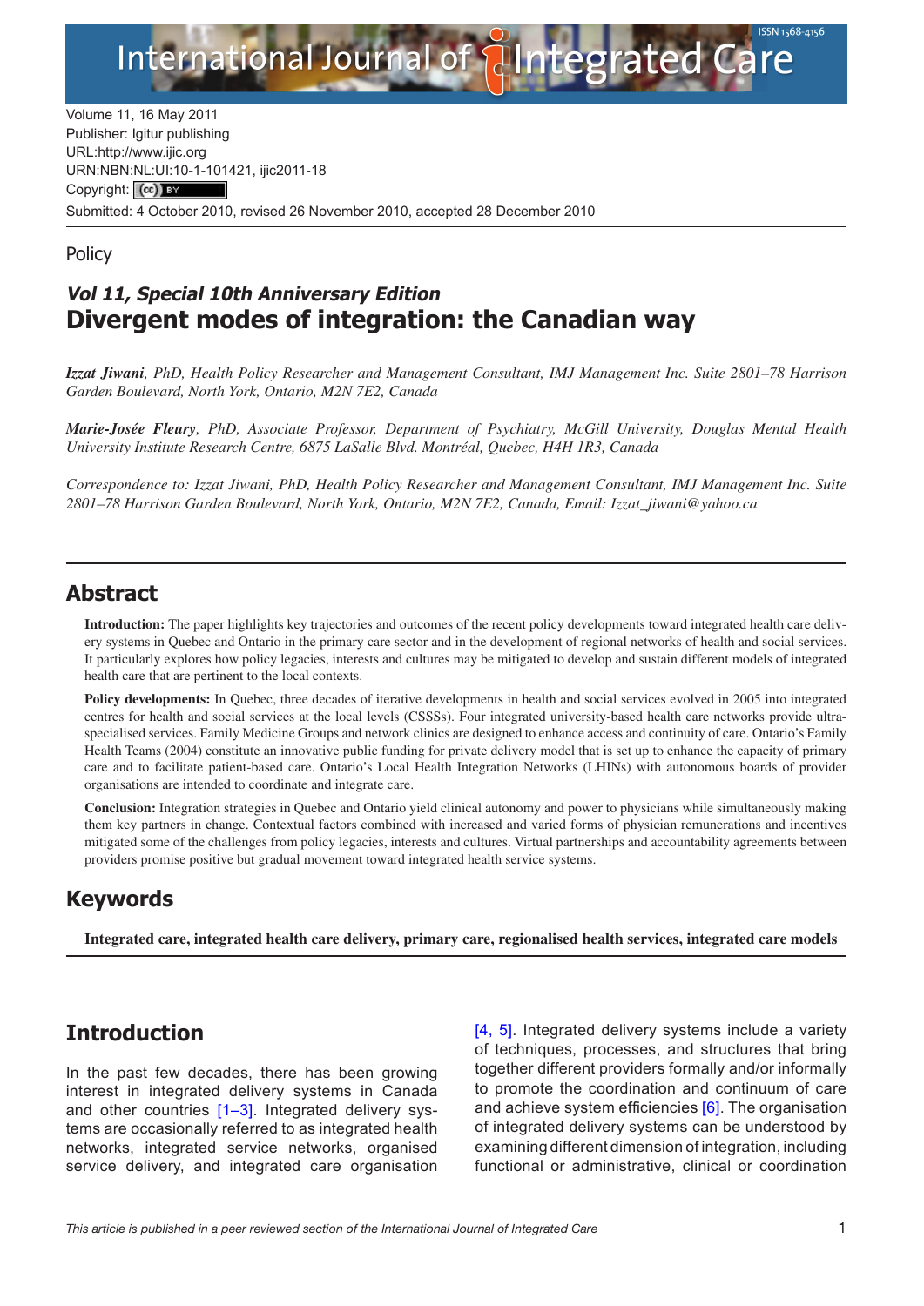Volume 11, 16 May 2011
Publisher: Igitur publishing
URL:http://www.ijic.org
URN:NBN:NL:UI:10-1-101421, ijic2011-18
Copyright: (cc) BY
Submitted: 4 October 2010, revised 26 November 2010, accepted 28 December 2010

Policy

### *Vol 11, Special 10th Anniversary Edition*

# Divergent modes of integration: the Canadian way

***Izzat Jiwani****, PhD, Health Policy Researcher and Management Consultant, IMJ Management Inc. Suite 2801–78 Harrison Garden Boulevard, North York, Ontario, M2N 7E2, Canada*

***Marie-Josée Fleury****, PhD, Associate Professor, Department of Psychiatry, McGill University, Douglas Mental Health University Institute Research Centre, 6875 LaSalle Blvd. Montréal, Quebec, H4H 1R3, Canada*

*Correspondence to: Izzat Jiwani, PhD, Health Policy Researcher and Management Consultant, IMJ Management Inc. Suite 2801–78 Harrison Garden Boulevard, North York, Ontario, M2N 7E2, Canada, Email: Izzat_jiwani@yahoo.ca*

## Abstract

**Introduction:** The paper highlights key trajectories and outcomes of the recent policy developments toward integrated health care delivery systems in Quebec and Ontario in the primary care sector and in the development of regional networks of health and social services. It particularly explores how policy legacies, interests and cultures may be mitigated to develop and sustain different models of integrated health care that are pertinent to the local contexts.

**Policy developments:** In Quebec, three decades of iterative developments in health and social services evolved in 2005 into integrated centres for health and social services at the local levels (CSSSs). Four integrated university-based health care networks provide ultra-specialised services. Family Medicine Groups and network clinics are designed to enhance access and continuity of care. Ontario's Family Health Teams (2004) constitute an innovative public funding for private delivery model that is set up to enhance the capacity of primary care and to facilitate patient-based care. Ontario's Local Health Integration Networks (LHINs) with autonomous boards of provider organisations are intended to coordinate and integrate care.

**Conclusion:** Integration strategies in Quebec and Ontario yield clinical autonomy and power to physicians while simultaneously making them key partners in change. Contextual factors combined with increased and varied forms of physician remunerations and incentives mitigated some of the challenges from policy legacies, interests and cultures. Virtual partnerships and accountability agreements between providers promise positive but gradual movement toward integrated health service systems.

## Keywords

**Integrated care, integrated health care delivery, primary care, regionalised health services, integrated care models**

## Introduction

In the past few decades, there has been growing interest in integrated delivery systems in Canada and other countries [1–3]. Integrated delivery systems are occasionally referred to as integrated health networks, integrated service networks, organised service delivery, and integrated care organisation [4, 5]. Integrated delivery systems include a variety of techniques, processes, and structures that bring together different providers formally and/or informally to promote the coordination and continuum of care and achieve system efficiencies [6]. The organisation of integrated delivery systems can be understood by examining different dimension of integration, including functional or administrative, clinical or coordination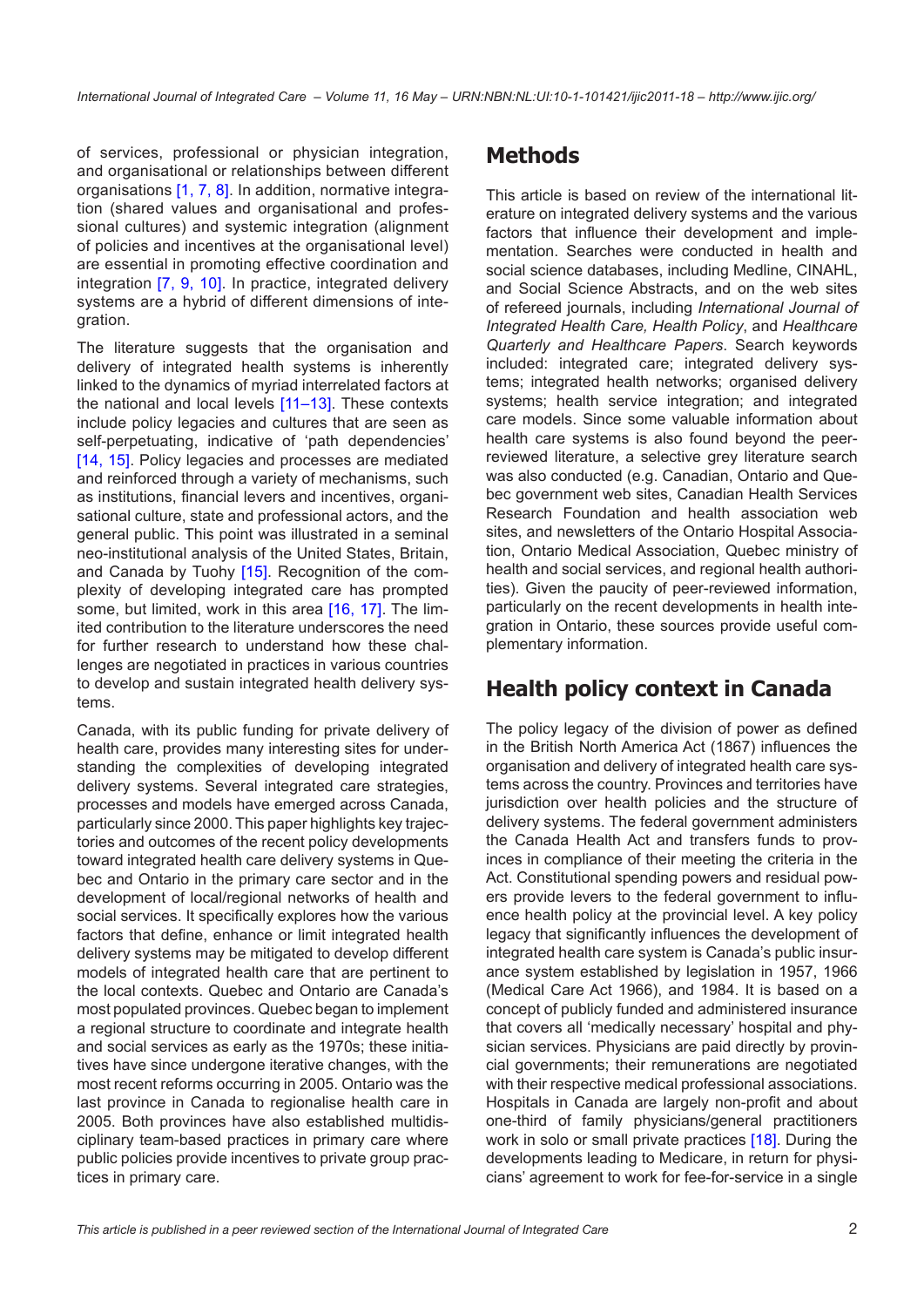of services, professional or physician integration, and organisational or relationships between different organisations [1, 7, 8]. In addition, normative integration (shared values and organisational and professional cultures) and systemic integration (alignment of policies and incentives at the organisational level) are essential in promoting effective coordination and integration [7, 9, 10]. In practice, integrated delivery systems are a hybrid of different dimensions of integration.

The literature suggests that the organisation and delivery of integrated health systems is inherently linked to the dynamics of myriad interrelated factors at the national and local levels [11–13]. These contexts include policy legacies and cultures that are seen as self-perpetuating, indicative of 'path dependencies' [14, 15]. Policy legacies and processes are mediated and reinforced through a variety of mechanisms, such as institutions, financial levers and incentives, organisational culture, state and professional actors, and the general public. This point was illustrated in a seminal neo-institutional analysis of the United States, Britain, and Canada by Tuohy [15]. Recognition of the complexity of developing integrated care has prompted some, but limited, work in this area [16, 17]. The limited contribution to the literature underscores the need for further research to understand how these challenges are negotiated in practices in various countries to develop and sustain integrated health delivery systems.

Canada, with its public funding for private delivery of health care, provides many interesting sites for understanding the complexities of developing integrated delivery systems. Several integrated care strategies, processes and models have emerged across Canada, particularly since 2000. This paper highlights key trajectories and outcomes of the recent policy developments toward integrated health care delivery systems in Quebec and Ontario in the primary care sector and in the development of local/regional networks of health and social services. It specifically explores how the various factors that define, enhance or limit integrated health delivery systems may be mitigated to develop different models of integrated health care that are pertinent to the local contexts. Quebec and Ontario are Canada's most populated provinces. Quebec began to implement a regional structure to coordinate and integrate health and social services as early as the 1970s; these initiatives have since undergone iterative changes, with the most recent reforms occurring in 2005. Ontario was the last province in Canada to regionalise health care in 2005. Both provinces have also established multidisciplinary team-based practices in primary care where public policies provide incentives to private group practices in primary care.

## Methods

This article is based on review of the international literature on integrated delivery systems and the various factors that influence their development and implementation. Searches were conducted in health and social science databases, including Medline, CINAHL, and Social Science Abstracts, and on the web sites of refereed journals, including *International Journal of Integrated Health Care, Health Policy*, and *Healthcare Quarterly and Healthcare Papers*. Search keywords included: integrated care; integrated delivery systems; integrated health networks; organised delivery systems; health service integration; and integrated care models. Since some valuable information about health care systems is also found beyond the peer-reviewed literature, a selective grey literature search was also conducted (e.g. Canadian, Ontario and Quebec government web sites, Canadian Health Services Research Foundation and health association web sites, and newsletters of the Ontario Hospital Association, Ontario Medical Association, Quebec ministry of health and social services, and regional health authorities). Given the paucity of peer-reviewed information, particularly on the recent developments in health integration in Ontario, these sources provide useful complementary information.

## Health policy context in Canada

The policy legacy of the division of power as defined in the British North America Act (1867) influences the organisation and delivery of integrated health care systems across the country. Provinces and territories have jurisdiction over health policies and the structure of delivery systems. The federal government administers the Canada Health Act and transfers funds to provinces in compliance of their meeting the criteria in the Act. Constitutional spending powers and residual powers provide levers to the federal government to influence health policy at the provincial level. A key policy legacy that significantly influences the development of integrated health care system is Canada's public insurance system established by legislation in 1957, 1966 (Medical Care Act 1966), and 1984. It is based on a concept of publicly funded and administered insurance that covers all 'medically necessary' hospital and physician services. Physicians are paid directly by provincial governments; their remunerations are negotiated with their respective medical professional associations. Hospitals are largely non-profit and about one-third of family physicians/general practitioners work in solo or small private practices [18]. During the developments leading to Medicare, in return for physicians' agreement to work for fee-for-service in a single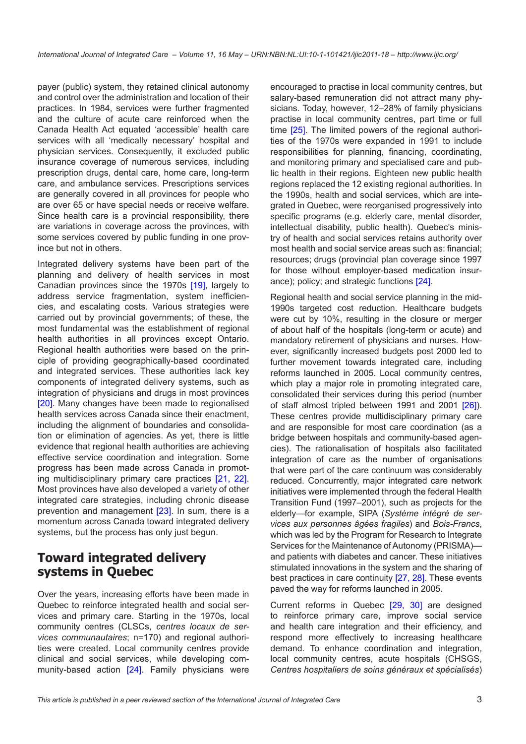payer (public) system, they retained clinical autonomy and control over the administration and location of their practices. In 1984, services were further fragmented and the culture of acute care reinforced when the Canada Health Act equated 'accessible' health care services with all 'medically necessary' hospital and physician services. Consequently, it excluded public insurance coverage of numerous services, including prescription drugs, dental care, home care, long-term care, and ambulance services. Prescriptions services are generally covered in all provinces for people who are over 65 or have special needs or receive welfare. Since health care is a provincial responsibility, there are variations in coverage across the provinces, with some services covered by public funding in one province but not in others.

Integrated delivery systems have been part of the planning and delivery of health services in most Canadian provinces since the 1970s [19], largely to address service fragmentation, system inefficiencies, and escalating costs. Various strategies were carried out by provincial governments; of these, the most fundamental was the establishment of regional health authorities in all provinces except Ontario. Regional health authorities were based on the principle of providing geographically-based coordinated and integrated services. These authorities lack key components of integrated delivery systems, such as integration of physicians and drugs in most provinces [20]. Many changes have been made to regionalised health services across Canada since their enactment, including the alignment of boundaries and consolidation or elimination of agencies. As yet, there is little evidence that regional health authorities are achieving effective service coordination and integration. Some progress has been made across Canada in promoting multidisciplinary primary care practices [21, 22]. Most provinces have also developed a variety of other integrated care strategies, including chronic disease prevention and management [23]. In sum, there is a momentum across Canada toward integrated delivery systems, but the process has only just begun.

## Toward integrated delivery systems in Quebec

Over the years, increasing efforts have been made in Quebec to reinforce integrated health and social services and primary care. Starting in the 1970s, local community centres (CLSCs, *centres locaux de services communautaires*; n=170) and regional authorities were created. Local community centres provide clinical and social services, while developing community-based action [24]. Family physicians were encouraged to practise in local community centres, but salary-based remuneration did not attract many physicians. Today, however, 12–28% of family physicians practise in local community centres, part time or full time [25]. The limited powers of the regional authorities of the 1970s were expanded in 1991 to include responsibilities for planning, financing, coordinating, and monitoring primary and specialised care and public health in their regions. Eighteen new public health regions replaced the 12 existing regional authorities. In the 1990s, health and social services, which are integrated in Quebec, were reorganised progressively into specific programs (e.g. elderly care, mental disorder, intellectual disability, public health). Quebec's ministry of health and social services retains authority over most health and social service areas such as: financial; resources; drugs (provincial plan coverage since 1997 for those without employer-based medication insurance); policy; and strategic functions [24].

Regional health and social service planning in the mid-1990s targeted cost reduction. Healthcare budgets were cut by 10%, resulting in the closure or merger of about half of the hospitals (long-term or acute) and mandatory retirement of physicians and nurses. However, significantly increased budgets post 2000 led to further movement towards integrated care, including reforms launched in 2005. Local community centres, which play a major role in promoting integrated care, consolidated their services during this period (number of staff almost tripled between 1991 and 2001 [26]). These centres provide multidisciplinary primary care and are responsible for most care coordination (as a bridge between hospitals and community-based agencies). The rationalisation of hospitals also facilitated integration of care as the number of organisations that were part of the care continuum was considerably reduced. Concurrently, major integrated care network initiatives were implemented through the federal Health Transition Fund (1997–2001), such as projects for the elderly—for example, SIPA (*Système intégré de services aux personnes âgées fragiles*) and *Bois-Francs*, which was led by the Program for Research to Integrate Services for the Maintenance of Autonomy (PRISMA)—and patients with diabetes and cancer. These initiatives stimulated innovations in the system and the sharing of best practices in care continuity [27, 28]. These events paved the way for reforms launched in 2005.

Current reforms in Quebec [29, 30] are designed to reinforce primary care, improve social service and health care integration and their efficiency, and respond more effectively to increasing healthcare demand. To enhance coordination and integration, local community centres, acute hospitals (CHSGS, *Centres hospitaliers de soins généraux et spécialisés*)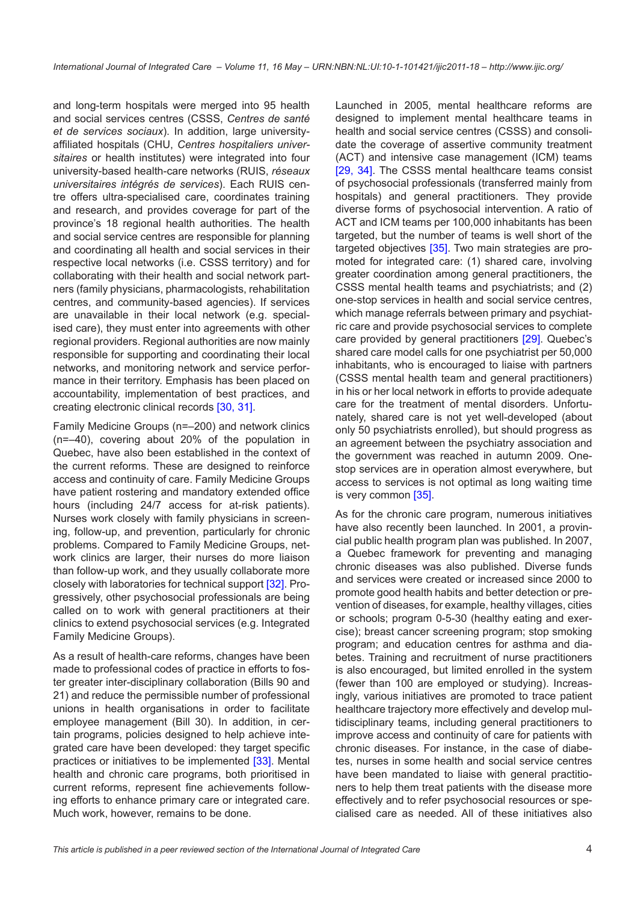and long-term hospitals were merged into 95 health and social services centres (CSSS, *Centres de santé et de services sociaux*). In addition, large university-affiliated hospitals (CHU, *Centres hospitaliers universitaires* or health institutes) were integrated into four university-based health-care networks (RUIS, *réseaux universitaires intégrés de services*). Each RUIS centre offers ultra-specialised care, coordinates training and research, and provides coverage for part of the province's 18 regional health authorities. The health and social service centres are responsible for planning and coordinating all health and social services in their respective local networks (i.e. CSSS territory) and for collaborating with their health and social network partners (family physicians, pharmacologists, rehabilitation centres, and community-based agencies). If services are unavailable in their local network (e.g. specialised care), they must enter into agreements with other regional providers. Regional authorities are now mainly responsible for supporting and coordinating their local networks, and monitoring network and service performance in their territory. Emphasis has been placed on accountability, implementation of best practices, and creating electronic clinical records [30, 31].

Family Medicine Groups (n=–200) and network clinics (n=–40), covering about 20% of the population in Quebec, have also been established in the context of the current reforms. These are designed to reinforce access and continuity of care. Family Medicine Groups have patient rostering and mandatory extended office hours (including 24/7 access for at-risk patients). Nurses work closely with family physicians in screening, follow-up, and prevention, particularly for chronic problems. Compared to Family Medicine Groups, network clinics are larger, their nurses do more liaison than follow-up work, and they usually collaborate more closely with laboratories for technical support [32]. Progressively, other psychosocial professionals are being called on to work with general practitioners at their clinics to extend psychosocial services (e.g. Integrated Family Medicine Groups).

As a result of health-care reforms, changes have been made to professional codes of practice in efforts to foster greater inter-disciplinary collaboration (Bills 90 and 21) and reduce the permissible number of professional unions in health organisations in order to facilitate employee management (Bill 30). In addition, in certain programs, policies designed to help achieve integrated care have been developed: they target specific practices or initiatives to be implemented [33]. Mental health and chronic care programs, both prioritised in current reforms, represent fine achievements following efforts to enhance primary care or integrated care. Much work, however, remains to be done.

Launched in 2005, mental healthcare reforms are designed to implement mental healthcare teams in health and social service centres (CSSS) and consolidate the coverage of assertive community treatment (ACT) and intensive case management (ICM) teams [29, 34]. The CSSS mental healthcare teams consist of psychosocial professionals (transferred mainly from hospitals) and general practitioners. They provide diverse forms of psychosocial intervention. A ratio of ACT and ICM teams per 100,000 inhabitants has been targeted, but the number of teams is well short of the targeted objectives [35]. Two main strategies are promoted for integrated care: (1) shared care, involving greater coordination among general practitioners, the CSSS mental health teams and psychiatrists; and (2) one-stop services in health and social service centres, which manage referrals between primary and psychiatric care and provide psychosocial services to complete care provided by general practitioners [29]. Quebec's shared care model calls for one psychiatrist per 50,000 inhabitants, who is encouraged to liaise with partners (CSSS mental health team and general practitioners) in his or her local network in efforts to provide adequate care for the treatment of mental disorders. Unfortunately, shared care is not yet well-developed (about only 50 psychiatrists enrolled), but should progress as an agreement between the psychiatry association and the government was reached in autumn 2009. One-stop services are in operation almost everywhere, but access to services is not optimal as long waiting time is very common [35].

As for the chronic care program, numerous initiatives have also recently been launched. In 2001, a provincial public health program plan was published. In 2007, a Quebec framework for preventing and managing chronic diseases was also published. Diverse funds and services were created or increased since 2000 to promote good health habits and better detection or prevention of diseases, for example, healthy villages, cities or schools; program 0-5-30 (healthy eating and exercise); breast cancer screening program; stop smoking program; and education centres for asthma and diabetes. Training and recruitment of nurse practitioners is also encouraged, but limited enrolled in the system (fewer than 100 are employed or studying). Increasingly, various initiatives are promoted to trace patient healthcare trajectory more effectively and develop multidisciplinary teams, including general practitioners to improve access and continuity of care for patients with chronic diseases. For instance, in the case of diabetes, nurses in some health and social service centres have been mandated to liaise with general practitioners to help them treat patients with the disease more effectively and to refer psychosocial resources or specialised care as needed. All of these initiatives also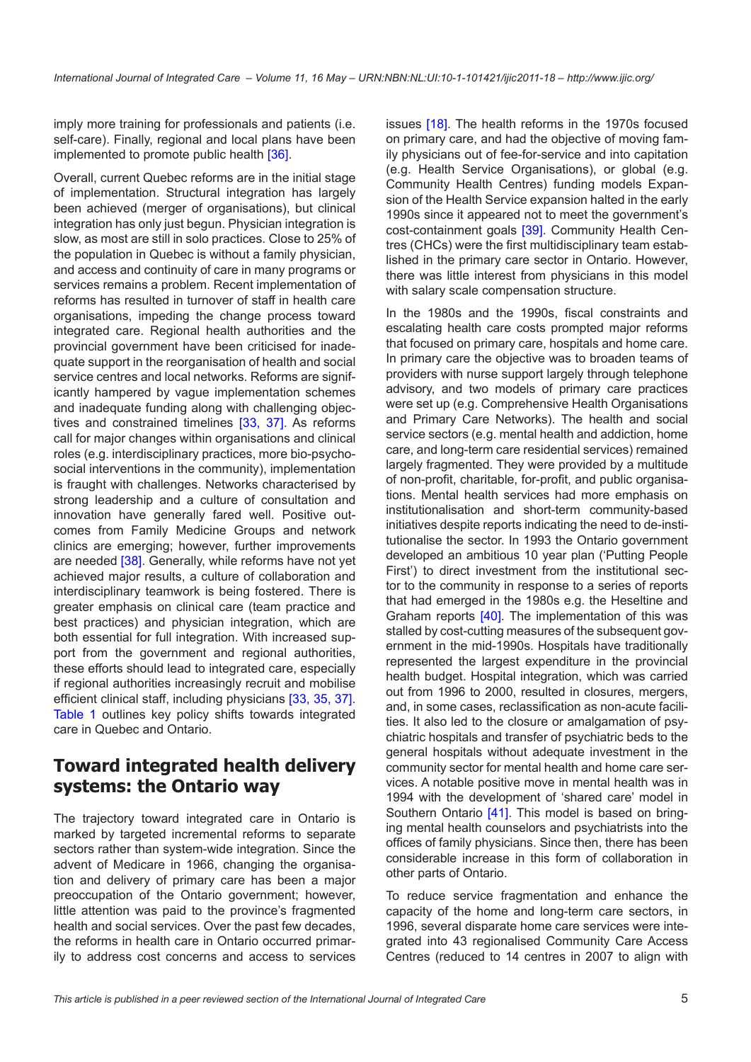imply more training for professionals and patients (i.e. self-care). Finally, regional and local plans have been implemented to promote public health [36].

Overall, current Quebec reforms are in the initial stage of implementation. Structural integration has largely been achieved (merger of organisations), but clinical integration has only just begun. Physician integration is slow, as most are still in solo practices. Close to 25% of the population in Quebec is without a family physician, and access and continuity of care in many programs or services remains a problem. Recent implementation of reforms has resulted in turnover of staff in health care organisations, impeding the change process toward integrated care. Regional health authorities and the provincial government have been criticised for inadequate support in the reorganisation of health and social service centres and local networks. Reforms are significantly hampered by vague implementation schemes and inadequate funding along with challenging objectives and constrained timelines [33, 37]. As reforms call for major changes within organisations and clinical roles (e.g. interdisciplinary practices, more bio-psycho-social interventions in the community), implementation is fraught with challenges. Networks characterised by strong leadership and a culture of consultation and innovation have generally fared well. Positive outcomes from Family Medicine Groups and network clinics are emerging; however, further improvements are needed [38]. Generally, while reforms have not yet achieved major results, a culture of collaboration and interdisciplinary teamwork is being fostered. There is greater emphasis on clinical care (team practice and best practices) and physician integration, which are both essential for full integration. With increased support from the government and regional authorities, these efforts should lead to integrated care, especially if regional authorities increasingly recruit and mobilise efficient clinical staff, including physicians [33, 35, 37]. Table 1 outlines key policy shifts towards integrated care in Quebec and Ontario.

## Toward integrated health delivery systems: the Ontario way

The trajectory toward integrated care in Ontario is marked by targeted incremental reforms to separate sectors rather than system-wide integration. Since the advent of Medicare in 1966, changing the organisation and delivery of primary care has been a major preoccupation of the Ontario government; however, little attention was paid to the province's fragmented health and social services. Over the past few decades, the reforms in health care in Ontario occurred primarily to address cost concerns and access to services issues [18]. The health reforms in the 1970s focused on primary care, and had the objective of moving family physicians out of fee-for-service and into capitation (e.g. Health Service Organisations), or global (e.g. Community Health Centres) funding models Expansion of the Health Service expansion halted in the early 1990s since it appeared not to meet the government's cost-containment goals [39]. Community Health Centres (CHCs) were the first multidisciplinary team established in the primary care sector in Ontario. However, there was little interest from physicians in this model with salary scale compensation structure.

In the 1980s and the 1990s, fiscal constraints and escalating health care costs prompted major reforms that focused on primary care, hospitals and home care. In primary care the objective was to broaden teams of providers with nurse support largely through telephone advisory, and two models of primary care practices were set up (e.g. Comprehensive Health Organisations and Primary Care Networks). The health and social service sectors (e.g. mental health and addiction, home care, and long-term care residential services) remained largely fragmented. They were provided by a multitude of non-profit, charitable, for-profit, and public organisations. Mental health services had more emphasis on institutionalisation and short-term community-based initiatives despite reports indicating the need to de-institutionalise the sector. In 1993 the Ontario government developed an ambitious 10 year plan ('Putting People First') to direct investment from the institutional sector to the community in response to a series of reports that had emerged in the 1980s e.g. the Heseltine and Graham reports [40]. The implementation of this was stalled by cost-cutting measures of the subsequent government in the mid-1990s. Hospitals have traditionally represented the largest expenditure in the provincial health budget. Hospital integration, which was carried out from 1996 to 2000, resulted in closures, mergers, and, in some cases, reclassification as non-acute facilities. It also led to the closure or amalgamation of psychiatric hospitals and transfer of psychiatric beds to the general hospitals without adequate investment in the community sector for mental health and home care services. A notable positive move in mental health was in 1994 with the development of 'shared care' model in Southern Ontario [41]. This model is based on bringing mental health counselors and psychiatrists into the offices of family physicians. Since then, there has been considerable increase in this form of collaboration in other parts of Ontario.

To reduce service fragmentation and enhance the capacity of the home and long-term care sectors, in 1996, several disparate home care services were integrated into 43 regionalised Community Care Access Centres (reduced to 14 centres in 2007 to align with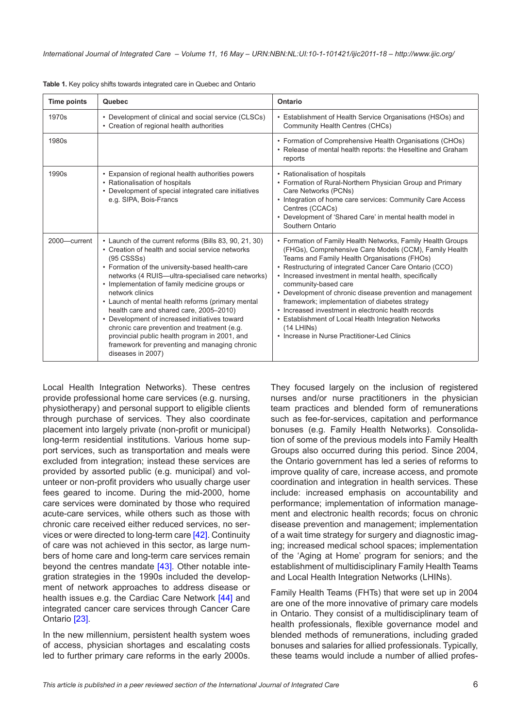**Table 1.** Key policy shifts towards integrated care in Quebec and Ontario

| Time points | Quebec | Ontario |
|---|---|---|
| 1970s | • Development of clinical and social service (CLSCs)<br>• Creation of regional health authorities | • Establishment of Health Service Organisations (HSOs) and Community Health Centres (CHCs) |
| 1980s | | • Formation of Comprehensive Health Organisations (CHOs)<br>• Release of mental health reports: the Heseltine and Graham reports |
| 1990s | • Expansion of regional health authorities powers<br>• Rationalisation of hospitals<br>• Development of special integrated care initiatives e.g. SIPA, Bois-Francs | • Rationalisation of hospitals<br>• Formation of Rural-Northern Physician Group and Primary Care Networks (PCNs)<br>• Integration of home care services: Community Care Access Centres (CCACs)<br>• Development of 'Shared Care' in mental health model in Southern Ontario |
| 2000—current | • Launch of the current reforms (Bills 83, 90, 21, 30)<br>• Creation of health and social service networks (95 CSSSs)<br>• Formation of the university-based health-care networks (4 RUIS—ultra-specialised care networks)<br>• Implementation of family medicine groups or network clinics<br>• Launch of mental health reforms (primary mental health care and shared care, 2005–2010)<br>• Development of increased initiatives toward chronic care prevention and treatment (e.g. provincial public health program in 2001, and framework for preventing and managing chronic diseases in 2007) | • Formation of Family Health Networks, Family Health Groups (FHGs), Comprehensive Care Models (CCM), Family Health Teams and Family Health Organisations (FHOs)<br>• Restructuring of integrated Cancer Care Ontario (CCO)<br>• Increased investment in mental health, specifically community-based care<br>• Development of chronic disease prevention and management framework; implementation of diabetes strategy<br>• Increased investment in electronic health records<br>• Establishment of Local Health Integration Networks (14 LHINs)<br>• Increase in Nurse Practitioner-Led Clinics |

Local Health Integration Networks). These centres provide professional home care services (e.g. nursing, physiotherapy) and personal support to eligible clients through purchase of services. They also coordinate placement into largely private (non-profit or municipal) long-term residential institutions. Various home support services, such as transportation and meals were excluded from integration; instead these services are provided by assorted public (e.g. municipal) and volunteer or non-profit providers who usually charge user fees geared to income. During the mid-2000, home care services were dominated by those who required acute-care services, while others such as those with chronic care received either reduced services, no services or were directed to long-term care [42]. Continuity of care was not achieved in this sector, as large numbers of home care and long-term care services remain beyond the centres mandate [43]. Other notable integration strategies in the 1990s included the development of network approaches to address disease or health issues e.g. the Cardiac Care Network [44] and integrated cancer care services through Cancer Care Ontario [23].

In the new millennium, persistent health system woes of access, physician shortages and escalating costs led to further primary care reforms in the early 2000s. They focused largely on the inclusion of registered nurses and/or nurse practitioners in the physician team practices and blended form of remunerations such as fee-for-services, capitation and performance bonuses (e.g. Family Health Networks). Consolidation of some of the previous models into Family Health Groups also occurred during this period. Since 2004, the Ontario government has led a series of reforms to improve quality of care, increase access, and promote coordination and integration in health services. These include: increased emphasis on accountability and performance; implementation of information management and electronic health records; focus on chronic disease prevention and management; implementation of a wait time strategy for surgery and diagnostic imaging; increased medical school spaces; implementation of the 'Aging at Home' program for seniors; and the establishment of multidisciplinary Family Health Teams and Local Health Integration Networks (LHINs).

Family Health Teams (FHTs) that were set up in 2004 are one of the more innovative of primary care models in Ontario. They consist of a multidisciplinary team of health professionals, flexible governance model and blended methods of remunerations, including graded bonuses and salaries for allied professionals. Typically, these teams would include a number of allied profes-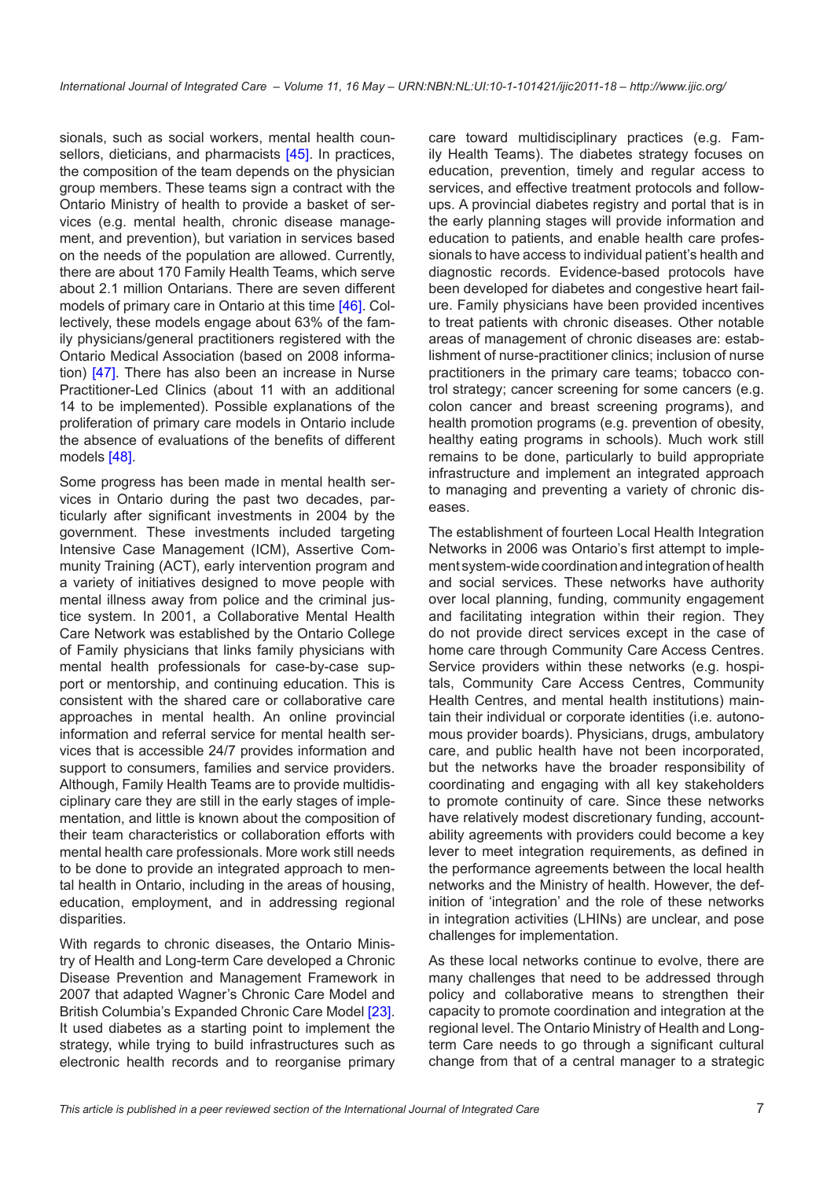sionals, such as social workers, mental health counsellors, dieticians, and pharmacists [45]. In practices, the composition of the team depends on the physician group members. These teams sign a contract with the Ontario Ministry of health to provide a basket of services (e.g. mental health, chronic disease management, and prevention), but variation in services based on the needs of the population are allowed. Currently, there are about 170 Family Health Teams, which serve about 2.1 million Ontarians. There are seven different models of primary care in Ontario at this time [46]. Collectively, these models engage about 63% of the family physicians/general practitioners registered with the Ontario Medical Association (based on 2008 information) [47]. There has also been an increase in Nurse Practitioner-Led Clinics (about 11 with an additional 14 to be implemented). Possible explanations of the proliferation of primary care models in Ontario include the absence of evaluations of the benefits of different models [48].

Some progress has been made in mental health services in Ontario during the past two decades, particularly after significant investments in 2004 by the government. These investments included targeting Intensive Case Management (ICM), Assertive Community Training (ACT), early intervention program and a variety of initiatives designed to move people with mental illness away from police and the criminal justice system. In 2001, a Collaborative Mental Health Care Network was established by the Ontario College of Family physicians that links family physicians with mental health professionals for case-by-case support or mentorship, and continuing education. This is consistent with the shared care or collaborative care approaches in mental health. An online provincial information and referral service for mental health services that is accessible 24/7 provides information and support to consumers, families and service providers. Although, Family Health Teams are to provide multidisciplinary care they are still in the early stages of implementation, and little is known about the composition of their team characteristics or collaboration efforts with mental health care professionals. More work still needs to be done to provide an integrated approach to mental health in Ontario, including in the areas of housing, education, employment, and in addressing regional disparities.

With regards to chronic diseases, the Ontario Ministry of Health and Long-term Care developed a Chronic Disease Prevention and Management Framework in 2007 that adapted Wagner's Chronic Care Model and British Columbia's Expanded Chronic Care Model [23]. It used diabetes as a starting point to implement the strategy, while trying to build infrastructures such as electronic health records and to reorganise primary care toward multidisciplinary practices (e.g. Family Health Teams). The diabetes strategy focuses on education, prevention, timely and regular access to services, and effective treatment protocols and follow-ups. A provincial diabetes registry and portal that is in the early planning stages will provide information and education to patients, and enable health care professionals to have access to individual patient's health and diagnostic records. Evidence-based protocols have been developed for diabetes and congestive heart failure. Family physicians have been provided incentives to treat patients with chronic diseases. Other notable areas of management of chronic diseases are: establishment of nurse-practitioner clinics; inclusion of nurse practitioners in the primary care teams; tobacco control strategy; cancer screening for some cancers (e.g. colon cancer and breast screening programs), and health promotion programs (e.g. prevention of obesity, healthy eating programs in schools). Much work still remains to be done, particularly to build appropriate infrastructure and implement an integrated approach to managing and preventing a variety of chronic diseases.

The establishment of fourteen Local Health Integration Networks in 2006 was Ontario's first attempt to implement system-wide coordination and integration of health and social services. These networks have authority over local planning, funding, community engagement and facilitating integration within their region. They do not provide direct services except in the case of home care through Community Care Access Centres. Service providers within these networks (e.g. hospitals, Community Care Access Centres, Community Health Centres, and mental health institutions) maintain their individual or corporate identities (i.e. autonomous provider boards). Physicians, drugs, ambulatory care, and public health have not been incorporated, but the networks have the broader responsibility of coordinating and engaging with all key stakeholders to promote continuity of care. Since these networks have relatively modest discretionary funding, accountability agreements with providers could become a key lever to meet integration requirements, as defined in the performance agreements between the local health networks and the Ministry of health. However, the definition of 'integration' and the role of these networks in integration activities (LHINs) are unclear, and pose challenges for implementation.

As these local networks continue to evolve, there are many challenges that need to be addressed through policy and collaborative means to strengthen their capacity to promote coordination and integration at the regional level. The Ontario Ministry of Health and Long-term Care needs to go through a significant cultural change from that of a central manager to a strategic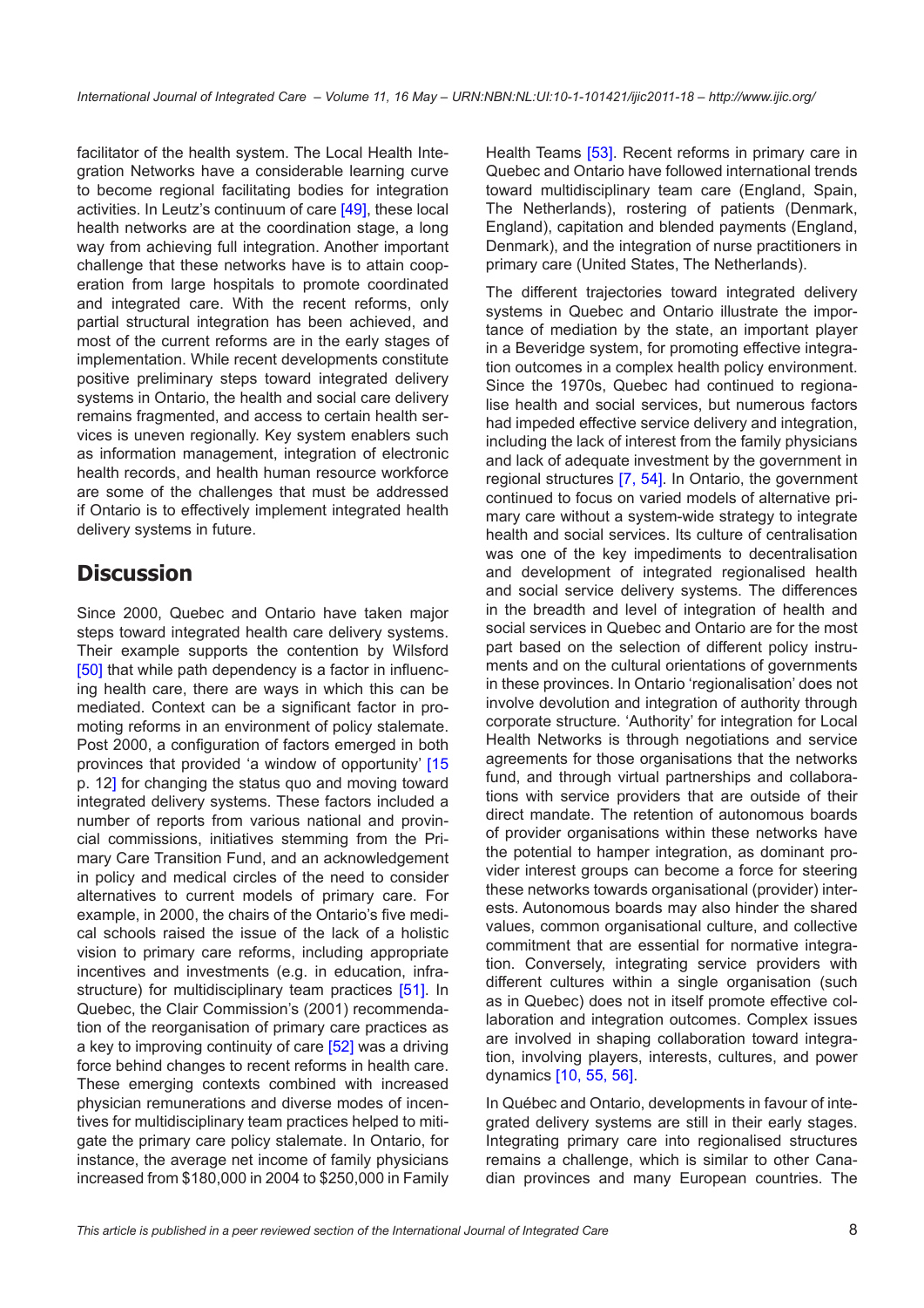facilitator of the health system. The Local Health Integration Networks have a considerable learning curve to become regional facilitating bodies for integration activities. In Leutz's continuum of care [49], these local health networks are at the coordination stage, a long way from achieving full integration. Another important challenge that these networks have is to attain cooperation from large hospitals to promote coordinated and integrated care. With the recent reforms, only partial structural integration has been achieved, and most of the current reforms are in the early stages of implementation. While recent developments constitute positive preliminary steps toward integrated delivery systems in Ontario, the health and social care delivery remains fragmented, and access to certain health services is uneven regionally. Key system enablers such as information management, integration of electronic health records, and health human resource workforce are some of the challenges that must be addressed if Ontario is to effectively implement integrated health delivery systems in future.

## Discussion

Since 2000, Quebec and Ontario have taken major steps toward integrated health care delivery systems. Their example supports the contention by Wilsford [50] that while path dependency is a factor in influencing health care, there are ways in which this can be mediated. Context can be a significant factor in promoting reforms in an environment of policy stalemate. Post 2000, a configuration of factors emerged in both provinces that provided 'a window of opportunity' [15 p. 12] for changing the status quo and moving toward integrated delivery systems. These factors included a number of reports from various national and provincial commissions, initiatives stemming from the Primary Care Transition Fund, and an acknowledgement in policy and medical circles of the need to consider alternatives to current models of primary care. For example, in 2000, the chairs of the Ontario's five medical schools raised the issue of the lack of a holistic vision to primary care reforms, including appropriate incentives and investments (e.g. in education, infrastructure) for multidisciplinary team practices [51]. In Quebec, the Clair Commission's (2001) recommendation of the reorganisation of primary care practices as a key to improving continuity of care [52] was a driving force behind changes to recent reforms in health care. These emerging contexts combined with increased physician remunerations and diverse modes of incentives for multidisciplinary team practices helped to mitigate the primary care policy stalemate. In Ontario, for instance, the average net income of family physicians increased from $180,000 in 2004 to $250,000 in Family Health Teams [53]. Recent reforms in primary care in Quebec and Ontario have followed international trends toward multidisciplinary team care (England, Spain, The Netherlands), rostering of patients (Denmark, England), capitation and blended payments (England, Denmark), and the integration of nurse practitioners in primary care (United States, The Netherlands).

The different trajectories toward integrated delivery systems in Quebec and Ontario illustrate the importance of mediation by the state, an important player in a Beveridge system, for promoting effective integration outcomes in a complex health policy environment. Since the 1970s, Quebec had continued to regionalise health and social services, but numerous factors had impeded effective service delivery and integration, including the lack of interest from the family physicians and lack of adequate investment by the government in regional structures [7, 54]. In Ontario, the government continued to focus on varied models of alternative primary care without a system-wide strategy to integrate health and social services. Its culture of centralisation was one of the key impediments to decentralisation and development of integrated regionalised health and social service delivery systems. The differences in the breadth and level of integration of health and social services in Quebec and Ontario are for the most part based on the selection of different policy instruments and on the cultural orientations of governments in these provinces. In Ontario 'regionalisation' does not involve devolution and integration of authority through corporate structure. 'Authority' for integration for Local Health Networks is through negotiations and service agreements for those organisations that the networks fund, and through virtual partnerships and collaborations with service providers that are outside of their direct mandate. The retention of autonomous boards of provider organisations within these networks have the potential to hamper integration, as dominant provider interest groups can become a force for steering these networks towards organisational (provider) interests. Autonomous boards may also hinder the shared values, common organisational culture, and collective commitment that are essential for normative integration. Conversely, integrating service providers with different cultures within a single organisation (such as in Quebec) does not in itself promote effective collaboration and integration outcomes. Complex issues are involved in shaping collaboration toward integration, involving players, interests, cultures, and power dynamics [10, 55, 56].

In Québec and Ontario, developments in favour of integrated delivery systems are still in their early stages. Integrating primary care into regionalised structures remains a challenge, which is similar to other Canadian provinces and many European countries. The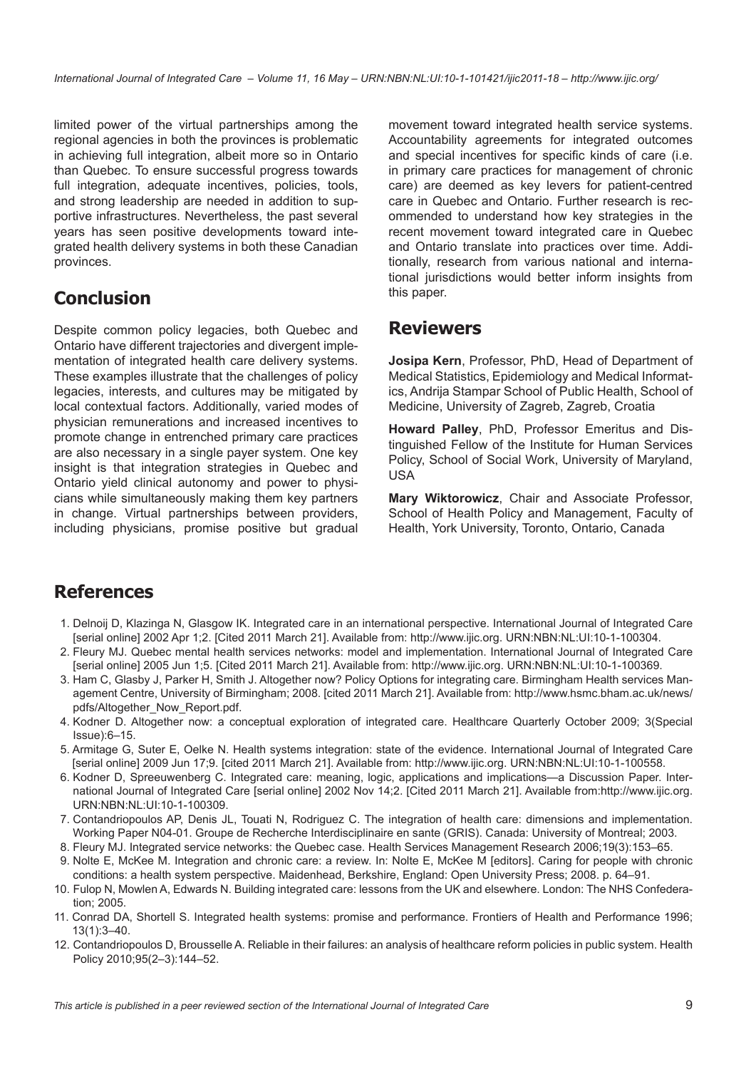limited power of the virtual partnerships among the regional agencies in both the provinces is problematic in achieving full integration, albeit more so in Ontario than Quebec. To ensure successful progress towards full integration, adequate incentives, policies, tools, and strong leadership are needed in addition to supportive infrastructures. Nevertheless, the past several years has seen positive developments toward integrated health delivery systems in both these Canadian provinces.

## Conclusion

Despite common policy legacies, both Quebec and Ontario have different trajectories and divergent implementation of integrated health care delivery systems. These examples illustrate that the challenges of policy legacies, interests, and cultures may be mitigated by local contextual factors. Additionally, varied modes of physician remunerations and increased incentives to promote change in entrenched primary care practices are also necessary in a single payer system. One key insight is that integration strategies in Quebec and Ontario yield clinical autonomy and power to physicians while simultaneously making them key partners in change. Virtual partnerships between providers, including physicians, promise positive but gradual movement toward integrated health service systems. Accountability agreements for integrated outcomes and special incentives for specific kinds of care (i.e. in primary care practices for management of chronic care) are deemed as key levers for patient-centred care in Quebec and Ontario. Further research is recommended to understand how key strategies in the recent movement toward integrated care in Quebec and Ontario translate into practices over time. Additionally, research from various national and international jurisdictions would better inform insights from this paper.

## Reviewers

**Josipa Kern**, Professor, PhD, Head of Department of Medical Statistics, Epidemiology and Medical Informatics, Andrija Stampar School of Public Health, School of Medicine, University of Zagreb, Zagreb, Croatia

**Howard Palley**, PhD, Professor Emeritus and Distinguished Fellow of the Institute for Human Services Policy, School of Social Work, University of Maryland, USA

**Mary Wiktorowicz**, Chair and Associate Professor, School of Health Policy and Management, Faculty of Health, York University, Toronto, Ontario, Canada

## References

1. Delnoij D, Klazinga N, Glasgow IK. Integrated care in an international perspective. International Journal of Integrated Care [serial online] 2002 Apr 1;2. [Cited 2011 March 21]. Available from: http://www.ijic.org. URN:NBN:NL:UI:10-1-100304.
2. Fleury MJ. Quebec mental health services networks: model and implementation. International Journal of Integrated Care [serial online] 2005 Jun 1;5. [Cited 2011 March 21]. Available from: http://www.ijic.org. URN:NBN:NL:UI:10-1-100369.
3. Ham C, Glasby J, Parker H, Smith J. Altogether now? Policy Options for integrating care. Birmingham Health services Management Centre, University of Birmingham; 2008. [cited 2011 March 21]. Available from: http://www.hsmc.bham.ac.uk/news/pdfs/Altogether_Now_Report.pdf.
4. Kodner D. Altogether now: a conceptual exploration of integrated care. Healthcare Quarterly October 2009; 3(Special Issue):6–15.
5. Armitage G, Suter E, Oelke N. Health systems integration: state of the evidence. International Journal of Integrated Care [serial online] 2009 Jun 17;9. [cited 2011 March 21]. Available from: http://www.ijic.org. URN:NBN:NL:UI:10-1-100558.
6. Kodner D, Spreeuwenberg C. Integrated care: meaning, logic, applications and implications—a Discussion Paper. International Journal of Integrated Care [serial online] 2002 Nov 14;2. [Cited 2011 March 21]. Available from:http://www.ijic.org. URN:NBN:NL:UI:10-1-100309.
7. Contandriopoulos AP, Denis JL, Touati N, Rodriguez C. The integration of health care: dimensions and implementation. Working Paper N04-01. Groupe de Recherche Interdisciplinaire en sante (GRIS). Canada: University of Montreal; 2003.
8. Fleury MJ. Integrated service networks: the Quebec case. Health Services Management Research 2006;19(3):153–65.
9. Nolte E, McKee M. Integration and chronic care: a review. In: Nolte E, McKee M [editors]. Caring for people with chronic conditions: a health system perspective. Maidenhead, Berkshire, England: Open University Press; 2008. p. 64–91.
10. Fulop N, Mowlen A, Edwards N. Building integrated care: lessons from the UK and elsewhere. London: The NHS Confederation; 2005.
11. Conrad DA, Shortell S. Integrated health systems: promise and performance. Frontiers of Health and Performance 1996; 13(1):3–40.
12. Contandriopoulos D, Brousselle A. Reliable in their failures: an analysis of healthcare reform policies in public system. Health Policy 2010;95(2–3):144–52.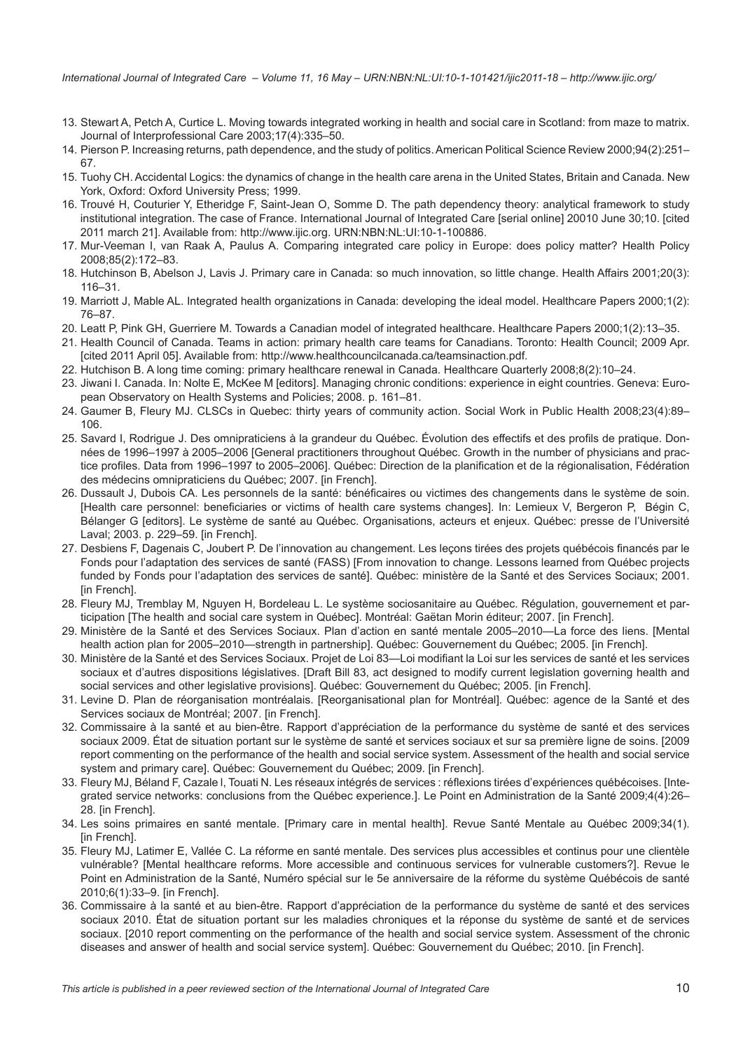13. Stewart A, Petch A, Curtice L. Moving towards integrated working in health and social care in Scotland: from maze to matrix. Journal of Interprofessional Care 2003;17(4):335–50.
14. Pierson P. Increasing returns, path dependence, and the study of politics. American Political Science Review 2000;94(2):251–67.
15. Tuohy CH. Accidental Logics: the dynamics of change in the health care arena in the United States, Britain and Canada. New York, Oxford: Oxford University Press; 1999.
16. Trouvé H, Couturier Y, Etheridge F, Saint-Jean O, Somme D. The path dependency theory: analytical framework to study institutional integration. The case of France. International Journal of Integrated Care [serial online] 20010 June 30;10. [cited 2011 march 21]. Available from: http://www.ijic.org. URN:NBN:NL:UI:10-1-100886.
17. Mur-Veeman I, van Raak A, Paulus A. Comparing integrated care policy in Europe: does policy matter? Health Policy 2008;85(2):172–83.
18. Hutchinson B, Abelson J, Lavis J. Primary care in Canada: so much innovation, so little change. Health Affairs 2001;20(3): 116–31.
19. Marriott J, Mable AL. Integrated health organizations in Canada: developing the ideal model. Healthcare Papers 2000;1(2): 76–87.
20. Leatt P, Pink GH, Guerriere M. Towards a Canadian model of integrated healthcare. Healthcare Papers 2000;1(2):13–35.
21. Health Council of Canada. Teams in action: primary health care teams for Canadians. Toronto: Health Council; 2009 Apr. [cited 2011 April 05]. Available from: http://www.healthcouncilcanada.ca/teamsinaction.pdf.
22. Hutchison B. A long time coming: primary healthcare renewal in Canada. Healthcare Quarterly 2008;8(2):10–24.
23. Jiwani I. Canada. In: Nolte E, McKee M [editors]. Managing chronic conditions: experience in eight countries. Geneva: European Observatory on Health Systems and Policies; 2008. p. 161–81.
24. Gaumer B, Fleury MJ. CLSCs in Quebec: thirty years of community action. Social Work in Public Health 2008;23(4):89–106.
25. Savard I, Rodrigue J. Des omnipraticiens à la grandeur du Québec. Évolution des effectifs et des profils de pratique. Données de 1996–1997 à 2005–2006 [General practitioners throughout Québec. Growth in the number of physicians and practice profiles. Data from 1996–1997 to 2005–2006]. Québec: Direction de la planification et de la régionalisation, Fédération des médecins omnipraticiens du Québec; 2007. [in French].
26. Dussault J, Dubois CA. Les personnels de la santé: bénéficaires ou victimes des changements dans le système de soin. [Health care personnel: beneficiaries or victims of health care systems changes]. In: Lemieux V, Bergeron P, Bégin C, Bélanger G [editors]. Le système de santé au Québec. Organisations, acteurs et enjeux. Québec: presse de l'Université Laval; 2003. p. 229–59. [in French].
27. Desbiens F, Dagenais C, Joubert P. De l'innovation au changement. Les leçons tirées des projets québécois financés par le Fonds pour l'adaptation des services de santé (FASS) [From innovation to change. Lessons learned from Québec projects funded by Fonds pour l'adaptation des services de santé]. Québec: ministère de la Santé et des Services Sociaux; 2001. [in French].
28. Fleury MJ, Tremblay M, Nguyen H, Bordeleau L. Le système sociosanitaire au Québec. Régulation, gouvernement et participation [The health and social care system in Québec]. Montréal: Gaëtan Morin éditeur; 2007. [in French].
29. Ministère de la Santé et des Services Sociaux. Plan d'action en santé mentale 2005–2010—La force des liens. [Mental health action plan for 2005–2010—strength in partnership]. Québec: Gouvernement du Québec; 2005. [in French].
30. Ministère de la Santé et des Services Sociaux. Projet de Loi 83—Loi modifiant la Loi sur les services de santé et les services sociaux et d'autres dispositions législatives. [Draft Bill 83, act designed to modify current legislation governing health and social services and other legislative provisions]. Québec: Gouvernement du Québec; 2005. [in French].
31. Levine D. Plan de réorganisation montréalais. [Reorganisational plan for Montréal]. Québec: agence de la Santé et des Services sociaux de Montréal; 2007. [in French].
32. Commissaire à la santé et au bien-être. Rapport d'appréciation de la performance du système de santé et des services sociaux 2009. État de situation portant sur le système de santé et services sociaux et sur sa première ligne de soins. [2009 report commenting on the performance of the health and social service system. Assessment of the health and social service system and primary care]. Québec: Gouvernement du Québec; 2009. [in French].
33. Fleury MJ, Béland F, Cazale l, Touati N. Les réseaux intégrés de services : réflexions tirées d'expériences québécoises. [Integrated service networks: conclusions from the Québec experience.]. Le Point en Administration de la Santé 2009;4(4):26–28. [in French].
34. Les soins primaires en santé mentale. [Primary care in mental health]. Revue Santé Mentale au Québec 2009;34(1). [in French].
35. Fleury MJ, Latimer E, Vallée C. La réforme en santé mentale. Des services plus accessibles et continus pour une clientèle vulnérable? [Mental healthcare reforms. More accessible and continuous services for vulnerable customers?]. Revue le Point en Administration de la Santé, Numéro spécial sur le 5e anniversaire de la réforme du système Québécois de santé 2010;6(1):33–9. [in French].
36. Commissaire à la santé et au bien-être. Rapport d'appréciation de la performance du système de santé et des services sociaux 2010. État de situation portant sur les maladies chroniques et la réponse du système de santé et de services sociaux. [2010 report commenting on the performance of the health and social service system. Assessment of the chronic diseases and answer of health and social service system]. Québec: Gouvernement du Québec; 2010. [in French].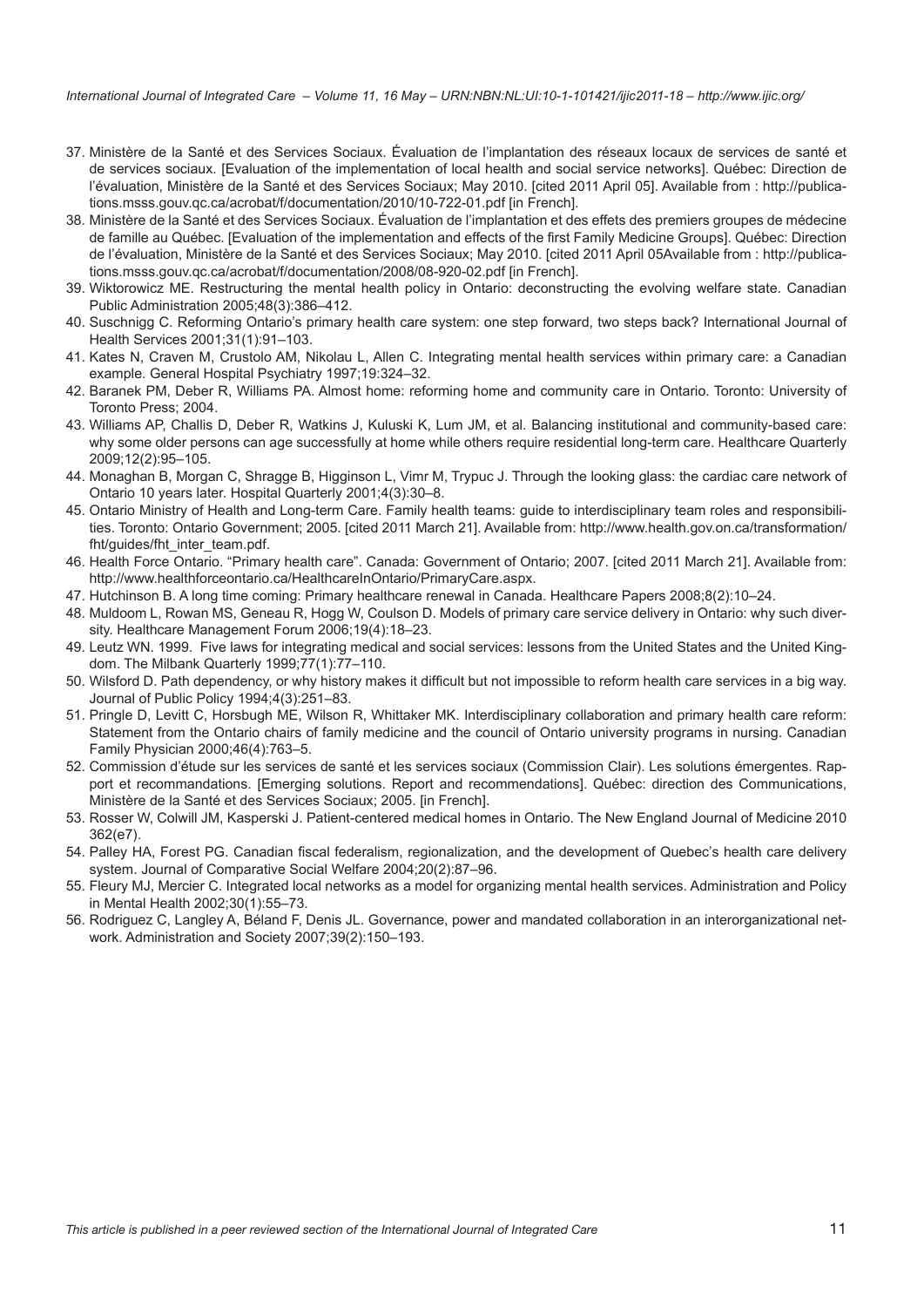37. Ministère de la Santé et des Services Sociaux. Évaluation de l'implantation des réseaux locaux de services de santé et de services sociaux. [Evaluation of the implementation of local health and social service networks]. Québec: Direction de l'évaluation, Ministère de la Santé et des Services Sociaux; May 2010. [cited 2011 April 05]. Available from : http://publications.msss.gouv.qc.ca/acrobat/f/documentation/2010/10-722-01.pdf [in French].
38. Ministère de la Santé et des Services Sociaux. Évaluation de l'implantation et des effets des premiers groupes de médecine de famille au Québec. [Evaluation of the implementation and effects of the first Family Medicine Groups]. Québec: Direction de l'évaluation, Ministère de la Santé et des Services Sociaux; May 2010. [cited 2011 April 05Available from : http://publications.msss.gouv.qc.ca/acrobat/f/documentation/2008/08-920-02.pdf [in French].
39. Wiktorowicz ME. Restructuring the mental health policy in Ontario: deconstructing the evolving welfare state. Canadian Public Administration 2005;48(3):386–412.
40. Suschnigg C. Reforming Ontario's primary health care system: one step forward, two steps back? International Journal of Health Services 2001;31(1):91–103.
41. Kates N, Craven M, Crustolo AM, Nikolau L, Allen C. Integrating mental health services within primary care: a Canadian example. General Hospital Psychiatry 1997;19:324–32.
42. Baranek PM, Deber R, Williams PA. Almost home: reforming home and community care in Ontario. Toronto: University of Toronto Press; 2004.
43. Williams AP, Challis D, Deber R, Watkins J, Kuluski K, Lum JM, et al. Balancing institutional and community-based care: why some older persons can age successfully at home while others require residential long-term care. Healthcare Quarterly 2009;12(2):95–105.
44. Monaghan B, Morgan C, Shragge B, Higginson L, Vimr M, Trypuc J. Through the looking glass: the cardiac care network of Ontario 10 years later. Hospital Quarterly 2001;4(3):30–8.
45. Ontario Ministry of Health and Long-term Care. Family health teams: guide to interdisciplinary team roles and responsibilities. Toronto: Ontario Government; 2005. [cited 2011 March 21]. Available from: http://www.health.gov.on.ca/transformation/fht/guides/fht_inter_team.pdf.
46. Health Force Ontario. "Primary health care". Canada: Government of Ontario; 2007. [cited 2011 March 21]. Available from: http://www.healthforceontario.ca/HealthcareInOntario/PrimaryCare.aspx.
47. Hutchinson B. A long time coming: Primary healthcare renewal in Canada. Healthcare Papers 2008;8(2):10–24.
48. Muldoom L, Rowan MS, Geneau R, Hogg W, Coulson D. Models of primary care service delivery in Ontario: why such diversity. Healthcare Management Forum 2006;19(4):18–23.
49. Leutz WN. 1999. Five laws for integrating medical and social services: lessons from the United States and the United Kingdom. The Milbank Quarterly 1999;77(1):77–110.
50. Wilsford D. Path dependency, or why history makes it difficult but not impossible to reform health care services in a big way. Journal of Public Policy 1994;4(3):251–83.
51. Pringle D, Levitt C, Horsbugh ME, Wilson R, Whittaker MK. Interdisciplinary collaboration and primary health care reform: Statement from the Ontario chairs of family medicine and the council of Ontario university programs in nursing. Canadian Family Physician 2000;46(4):763–5.
52. Commission d'étude sur les services de santé et les services sociaux (Commission Clair). Les solutions émergentes. Rapport et recommandations. [Emerging solutions. Report and recommendations]. Québec: direction des Communications, Ministère de la Santé et des Services Sociaux; 2005. [in French].
53. Rosser W, Colwill JM, Kasperski J. Patient-centered medical homes in Ontario. The New England Journal of Medicine 2010 362(e7).
54. Palley HA, Forest PG. Canadian fiscal federalism, regionalization, and the development of Quebec's health care delivery system. Journal of Comparative Social Welfare 2004;20(2):87–96.
55. Fleury MJ, Mercier C. Integrated local networks as a model for organizing mental health services. Administration and Policy in Mental Health 2002;30(1):55–73.
56. Rodriguez C, Langley A, Béland F, Denis JL. Governance, power and mandated collaboration in an interorganizational network. Administration and Society 2007;39(2):150–193.